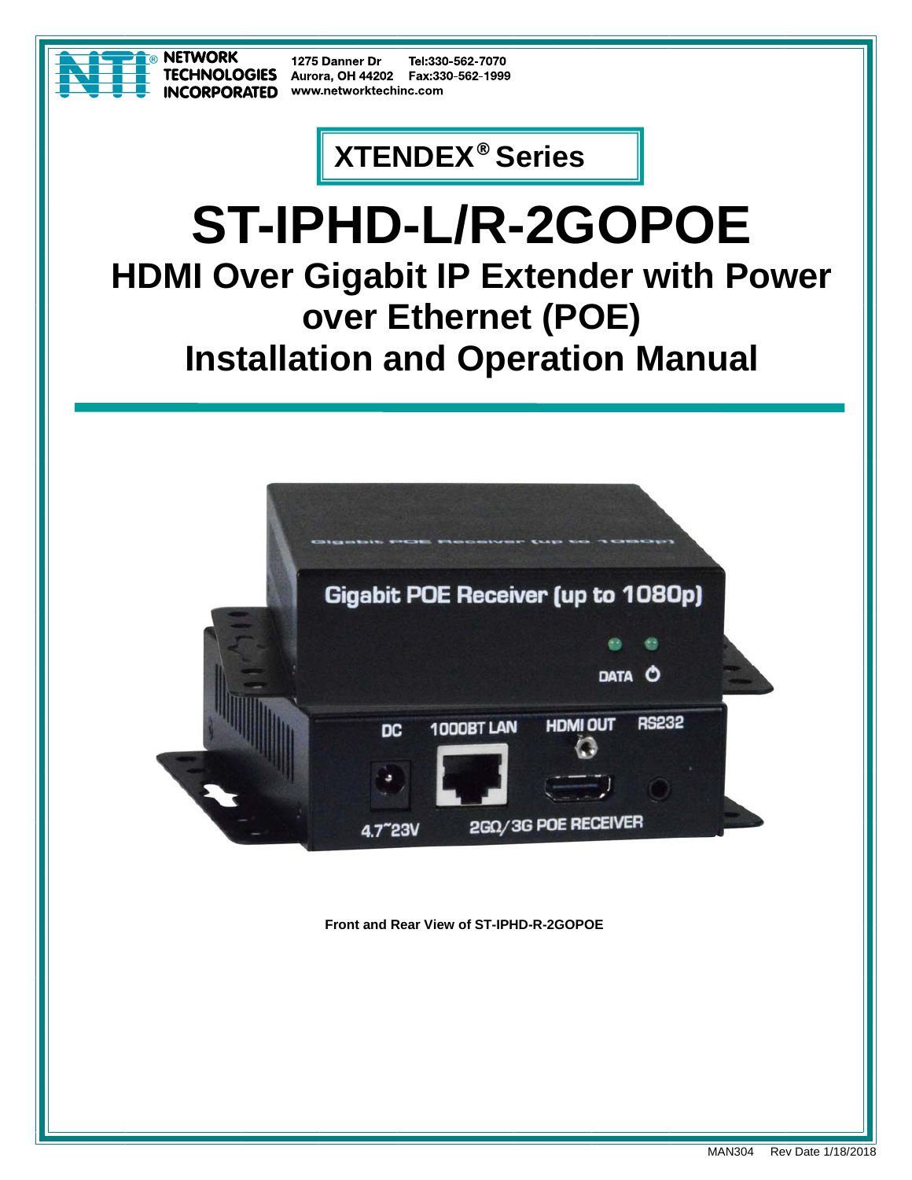NETWORK TECHNOLOGIES INCORPORATED

1275 Danner Dr
Aurora, OH 44202
www.networktechinc.com

Tel:330-562-7070
Fax:330-562-1999

**XTENDEX® Series**

# ST-IPHD-L/R-2GOPOE

## HDMI Over Gigabit IP Extender with Power over Ethernet (POE)

## Installation and Operation Manual

**Front and Rear View of ST-IPHD-R-2GOPOE**

MAN304 Rev Date 1/18/2018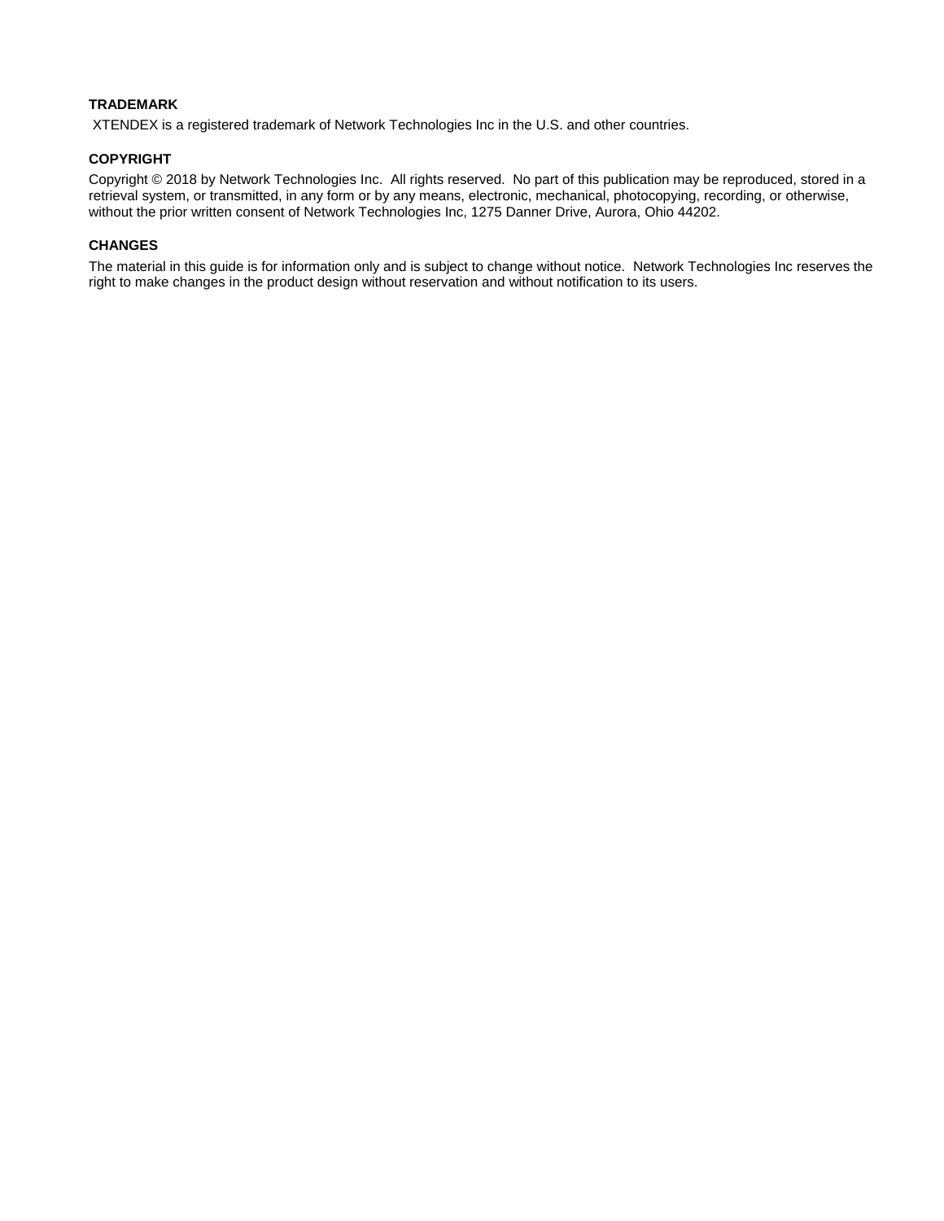**TRADEMARK**

XTENDEX is a registered trademark of Network Technologies Inc in the U.S. and other countries.

**COPYRIGHT**

Copyright © 2018 by Network Technologies Inc. All rights reserved. No part of this publication may be reproduced, stored in a retrieval system, or transmitted, in any form or by any means, electronic, mechanical, photocopying, recording, or otherwise, without the prior written consent of Network Technologies Inc, 1275 Danner Drive, Aurora, Ohio 44202.

**CHANGES**

The material in this guide is for information only and is subject to change without notice. Network Technologies Inc reserves the right to make changes in the product design without reservation and without notification to its users.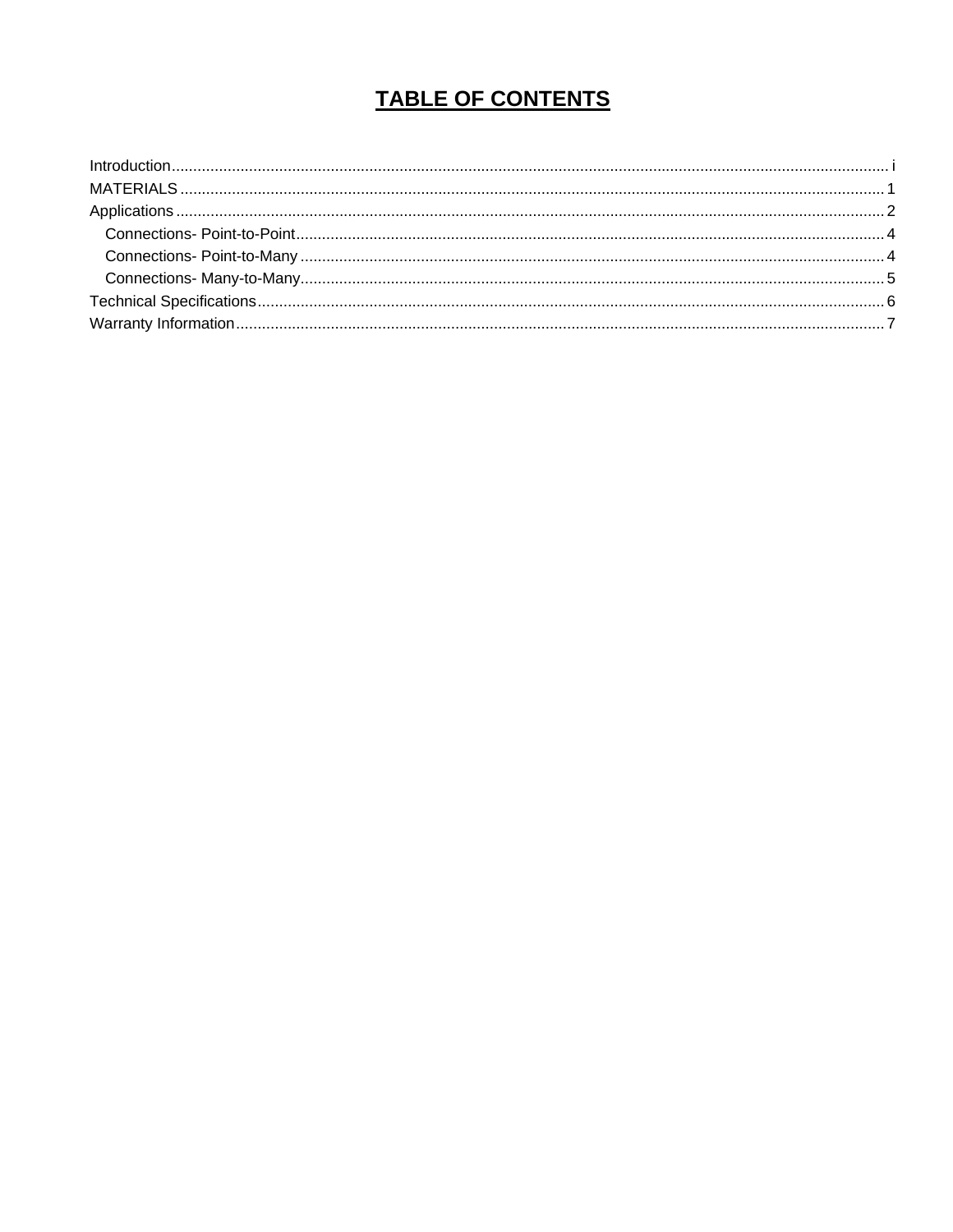# TABLE OF CONTENTS

Introduction.......................................................................................................................................................... i
MATERIALS .......................................................................................................................................................... 1
Applications .......................................................................................................................................................... 2
    Connections- Point-to-Point.................................................................................................................................. 4
    Connections- Point-to-Many ................................................................................................................................ 4
    Connections- Many-to-Many................................................................................................................................. 5
Technical Specifications........................................................................................................................................ 6
Warranty Information............................................................................................................................................ 7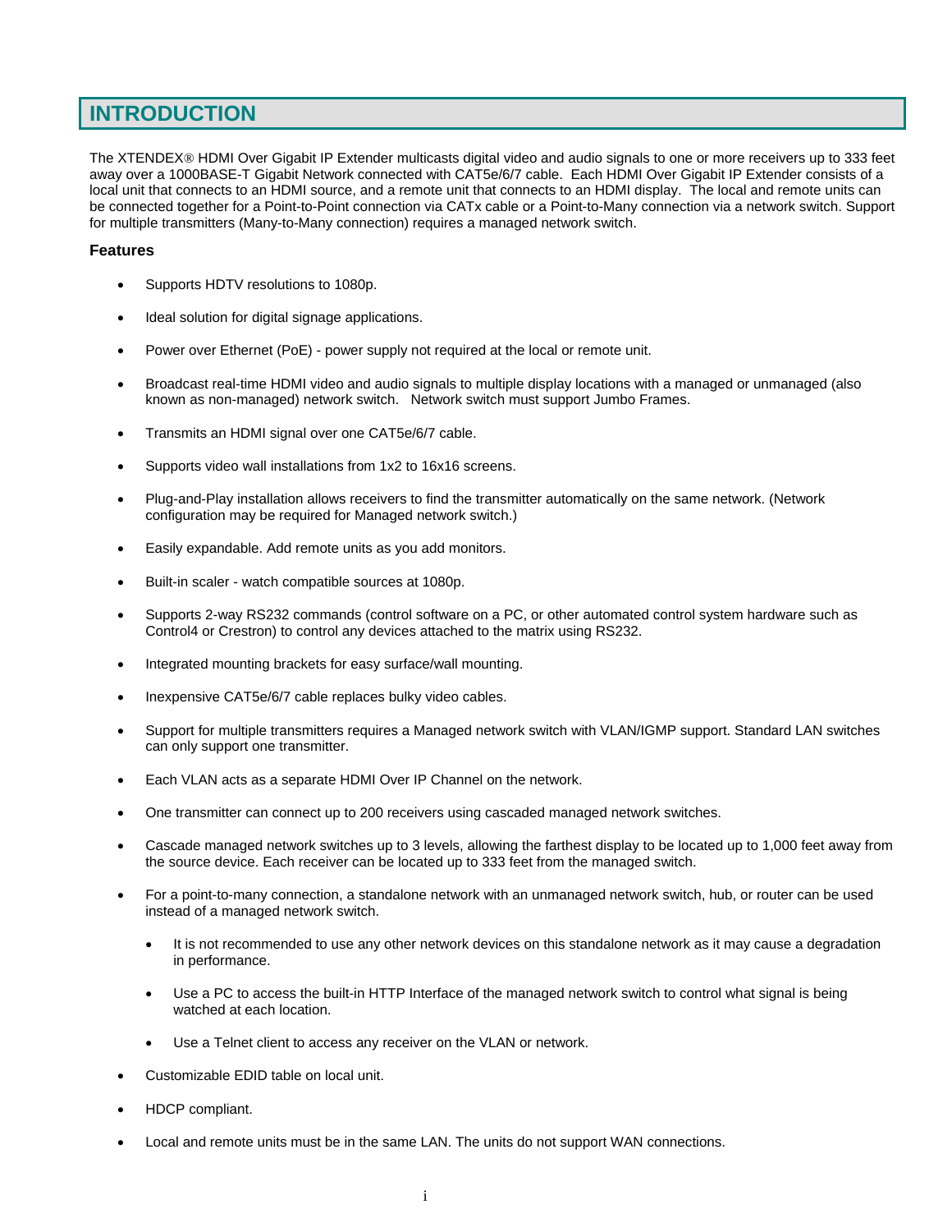# INTRODUCTION

The XTENDEX® HDMI Over Gigabit IP Extender multicasts digital video and audio signals to one or more receivers up to 333 feet away over a 1000BASE-T Gigabit Network connected with CAT5e/6/7 cable. Each HDMI Over Gigabit IP Extender consists of a local unit that connects to an HDMI source, and a remote unit that connects to an HDMI display. The local and remote units can be connected together for a Point-to-Point connection via CATx cable or a Point-to-Many connection via a network switch. Support for multiple transmitters (Many-to-Many connection) requires a managed network switch.

### Features

- Supports HDTV resolutions to 1080p.
- Ideal solution for digital signage applications.
- Power over Ethernet (PoE) - power supply not required at the local or remote unit.
- Broadcast real-time HDMI video and audio signals to multiple display locations with a managed or unmanaged (also known as non-managed) network switch. Network switch must support Jumbo Frames.
- Transmits an HDMI signal over one CAT5e/6/7 cable.
- Supports video wall installations from 1x2 to 16x16 screens.
- Plug-and-Play installation allows receivers to find the transmitter automatically on the same network. (Network configuration may be required for Managed network switch.)
- Easily expandable. Add remote units as you add monitors.
- Built-in scaler - watch compatible sources at 1080p.
- Supports 2-way RS232 commands (control software on a PC, or other automated control system hardware such as Control4 or Crestron) to control any devices attached to the matrix using RS232.
- Integrated mounting brackets for easy surface/wall mounting.
- Inexpensive CAT5e/6/7 cable replaces bulky video cables.
- Support for multiple transmitters requires a Managed network switch with VLAN/IGMP support. Standard LAN switches can only support one transmitter.
- Each VLAN acts as a separate HDMI Over IP Channel on the network.
- One transmitter can connect up to 200 receivers using cascaded managed network switches.
- Cascade managed network switches up to 3 levels, allowing the farthest display to be located up to 1,000 feet away from the source device. Each receiver can be located up to 333 feet from the managed switch.
- For a point-to-many connection, a standalone network with an unmanaged network switch, hub, or router can be used instead of a managed network switch.
  - It is not recommended to use any other network devices on this standalone network as it may cause a degradation in performance.
  - Use a PC to access the built-in HTTP Interface of the managed network switch to control what signal is being watched at each location.
  - Use a Telnet client to access any receiver on the VLAN or network.
- Customizable EDID table on local unit.
- HDCP compliant.
- Local and remote units must be in the same LAN. The units do not support WAN connections.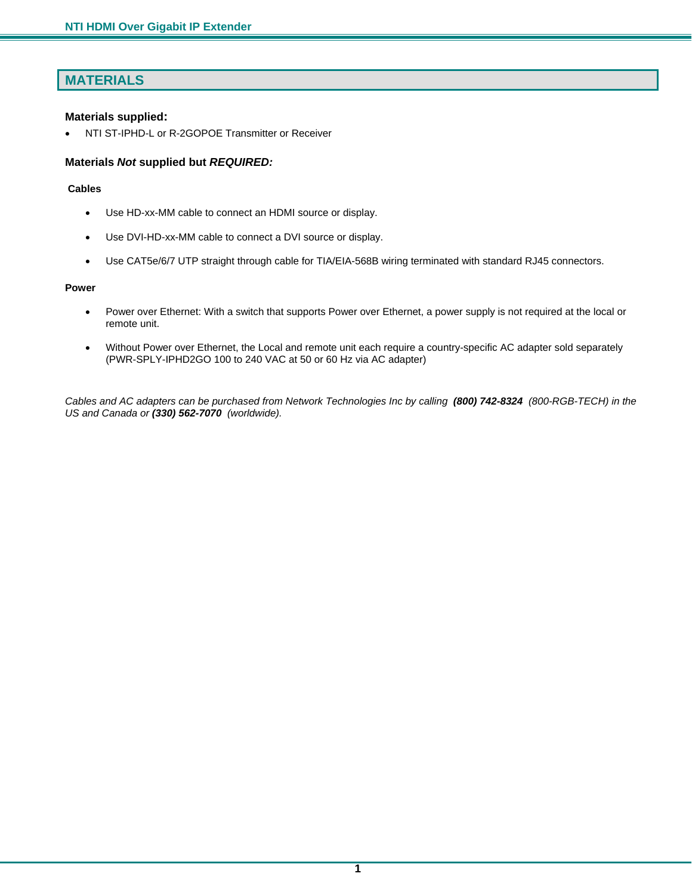## MATERIALS

### Materials supplied:

- NTI ST-IPHD-L or R-2GOPOE Transmitter or Receiver

### Materials *Not* supplied but *REQUIRED:*

**Cables**

- Use HD-xx-MM cable to connect an HDMI source or display.
- Use DVI-HD-xx-MM cable to connect a DVI source or display.
- Use CAT5e/6/7 UTP straight through cable for TIA/EIA-568B wiring terminated with standard RJ45 connectors.

**Power**

- Power over Ethernet: With a switch that supports Power over Ethernet, a power supply is not required at the local or remote unit.
- Without Power over Ethernet, the Local and remote unit each require a country-specific AC adapter sold separately (PWR-SPLY-IPHD2GO 100 to 240 VAC at 50 or 60 Hz via AC adapter)

*Cables and AC adapters can be purchased from Network Technologies Inc by calling* ***(800) 742-8324*** *(800-RGB-TECH) in the US and Canada or* ***(330) 562-7070*** *(worldwide).*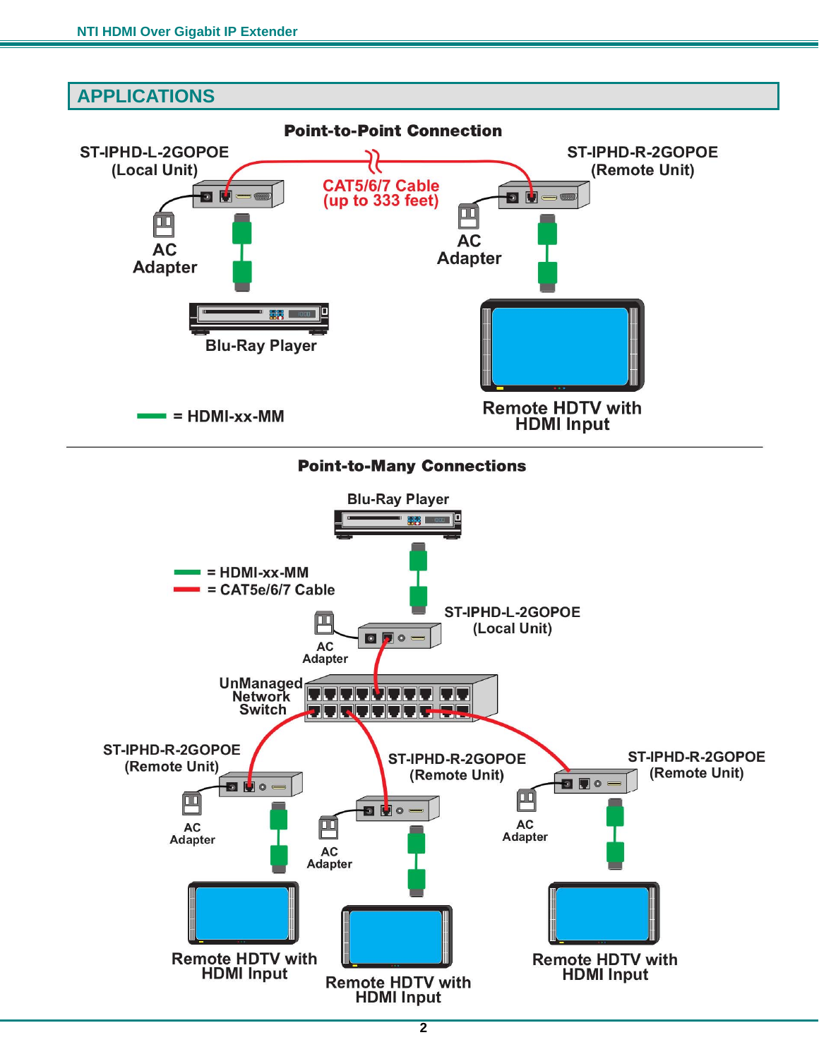## APPLICATIONS

**Point-to-Point Connection**

ST-IPHD-L-2GOPOE (Local Unit)

ST-IPHD-R-2GOPOE (Remote Unit)

CAT5/6/7 Cable (up to 333 feet)

AC Adapter

AC Adapter

Blu-Ray Player

Remote HDTV with HDMI Input

= HDMI-xx-MM

**Point-to-Many Connections**

Blu-Ray Player

= HDMI-xx-MM

= CAT5e/6/7 Cable

ST-IPHD-L-2GOPOE (Local Unit)

AC Adapter

UnManaged Network Switch

ST-IPHD-R-2GOPOE (Remote Unit)

ST-IPHD-R-2GOPOE (Remote Unit)

ST-IPHD-R-2GOPOE (Remote Unit)

AC Adapter

AC Adapter

AC Adapter

Remote HDTV with HDMI Input

Remote HDTV with HDMI Input

Remote HDTV with HDMI Input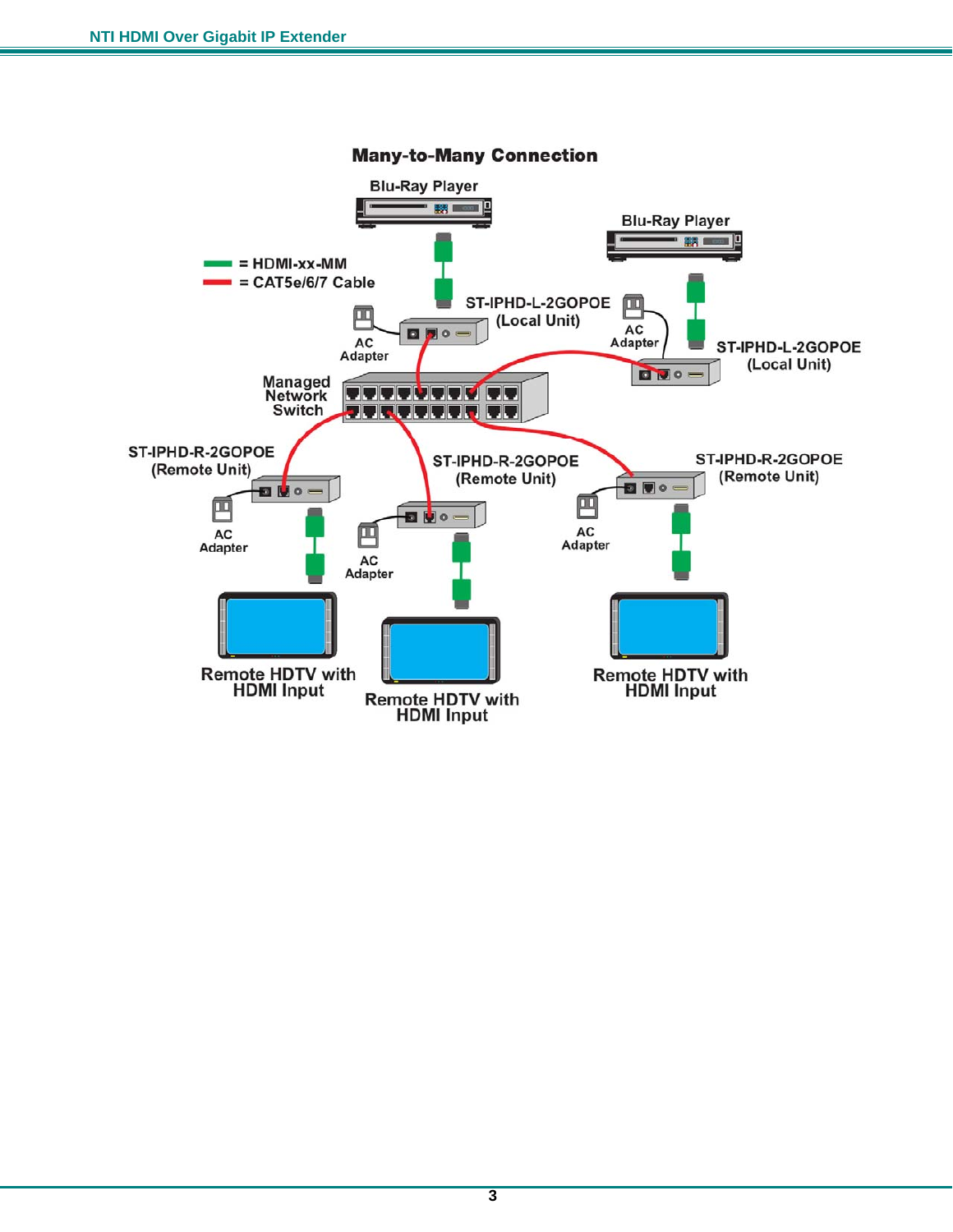## Many-to-Many Connection

Blu-Ray Player

Blu-Ray Player

= HDMI-xx-MM

= CAT5e/6/7 Cable

ST-IPHD-L-2GOPOE (Local Unit)

AC Adapter

AC Adapter

ST-IPHD-L-2GOPOE (Local Unit)

Managed Network Switch

ST-IPHD-R-2GOPOE (Remote Unit)

ST-IPHD-R-2GOPOE (Remote Unit)

ST-IPHD-R-2GOPOE (Remote Unit)

AC Adapter

AC Adapter

AC Adapter

Remote HDTV with HDMI Input

Remote HDTV with HDMI Input

Remote HDTV with HDMI Input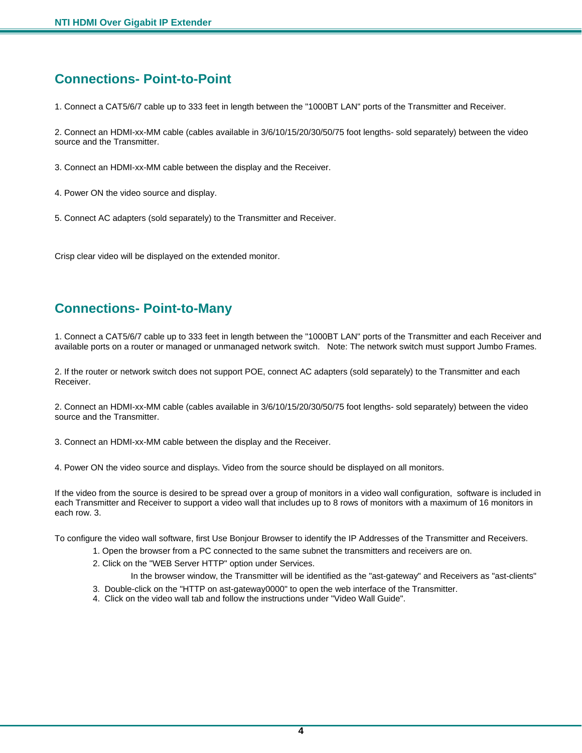## Connections- Point-to-Point

1. Connect a CAT5/6/7 cable up to 333 feet in length between the "1000BT LAN" ports of the Transmitter and Receiver.

2. Connect an HDMI-xx-MM cable (cables available in 3/6/10/15/20/30/50/75 foot lengths- sold separately) between the video source and the Transmitter.

3. Connect an HDMI-xx-MM cable between the display and the Receiver.

4. Power ON the video source and display.

5. Connect AC adapters (sold separately) to the Transmitter and Receiver.

Crisp clear video will be displayed on the extended monitor.

## Connections- Point-to-Many

1. Connect a CAT5/6/7 cable up to 333 feet in length between the "1000BT LAN" ports of the Transmitter and each Receiver and available ports on a router or managed or unmanaged network switch. Note: The network switch must support Jumbo Frames.

2. If the router or network switch does not support POE, connect AC adapters (sold separately) to the Transmitter and each Receiver.

2. Connect an HDMI-xx-MM cable (cables available in 3/6/10/15/20/30/50/75 foot lengths- sold separately) between the video source and the Transmitter.

3. Connect an HDMI-xx-MM cable between the display and the Receiver.

4. Power ON the video source and displays. Video from the source should be displayed on all monitors.

If the video from the source is desired to be spread over a group of monitors in a video wall configuration, software is included in each Transmitter and Receiver to support a video wall that includes up to 8 rows of monitors with a maximum of 16 monitors in each row. 3.

To configure the video wall software, first Use Bonjour Browser to identify the IP Addresses of the Transmitter and Receivers.

1. Open the browser from a PC connected to the same subnet the transmitters and receivers are on.
2. Click on the "WEB Server HTTP" option under Services.

   In the browser window, the Transmitter will be identified as the "ast-gateway" and Receivers as "ast-clients"

3. Double-click on the "HTTP on ast-gateway0000" to open the web interface of the Transmitter.
4. Click on the video wall tab and follow the instructions under "Video Wall Guide".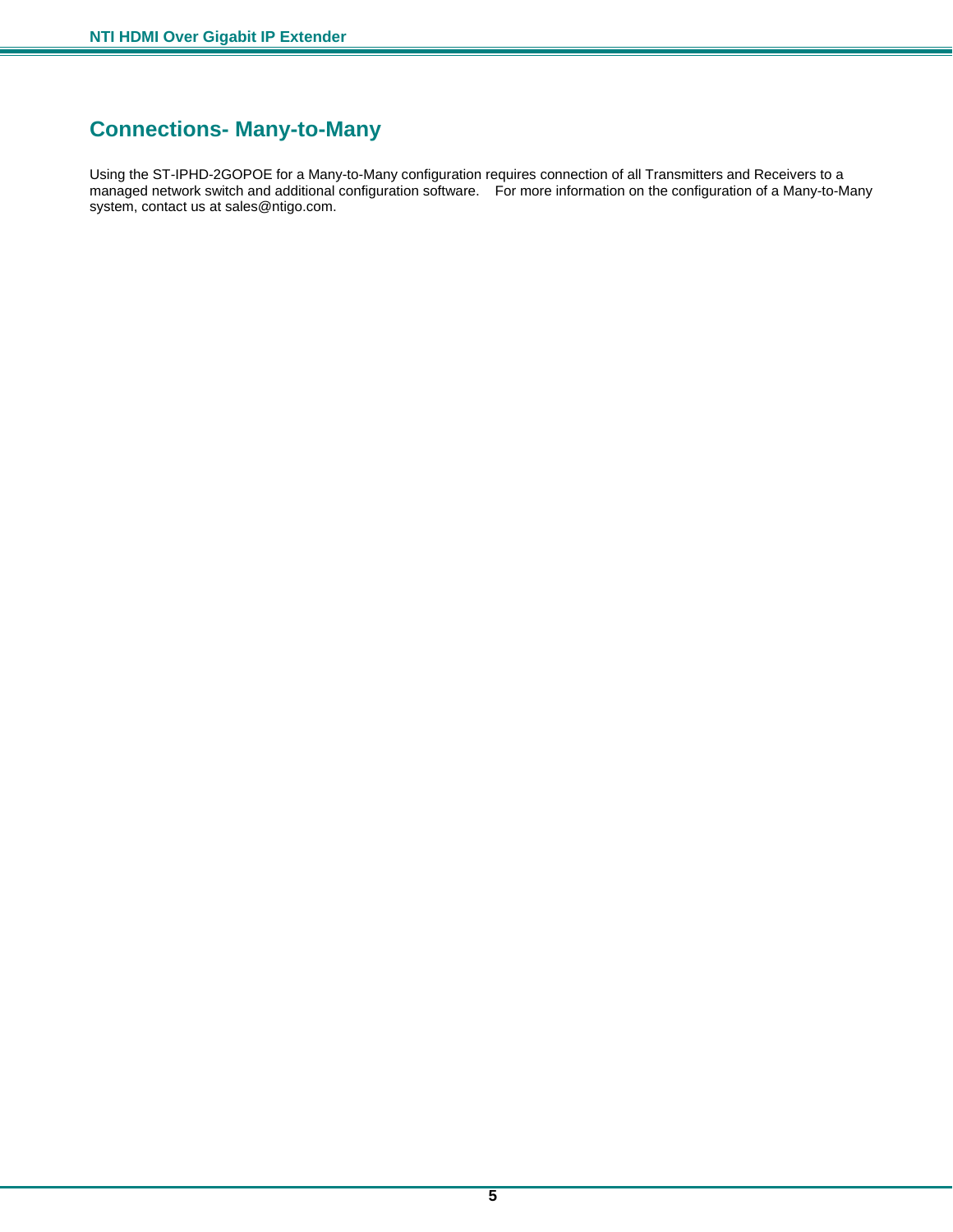## Connections- Many-to-Many

Using the ST-IPHD-2GOPOE for a Many-to-Many configuration requires connection of all Transmitters and Receivers to a managed network switch and additional configuration software. For more information on the configuration of a Many-to-Many system, contact us at sales@ntigo.com.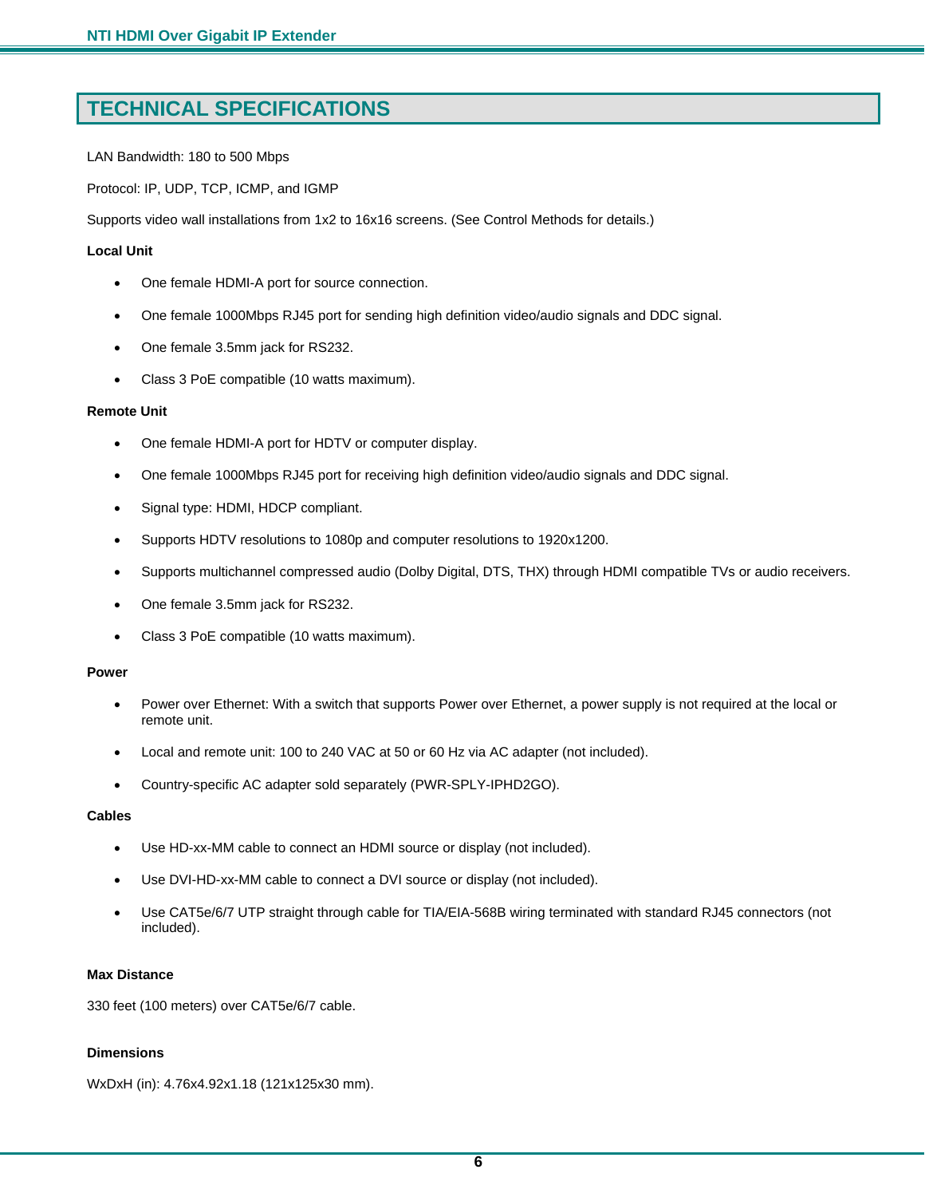# TECHNICAL SPECIFICATIONS

LAN Bandwidth: 180 to 500 Mbps

Protocol: IP, UDP, TCP, ICMP, and IGMP

Supports video wall installations from 1x2 to 16x16 screens. (See Control Methods for details.)

**Local Unit**

- One female HDMI-A port for source connection.
- One female 1000Mbps RJ45 port for sending high definition video/audio signals and DDC signal.
- One female 3.5mm jack for RS232.
- Class 3 PoE compatible (10 watts maximum).

**Remote Unit**

- One female HDMI-A port for HDTV or computer display.
- One female 1000Mbps RJ45 port for receiving high definition video/audio signals and DDC signal.
- Signal type: HDMI, HDCP compliant.
- Supports HDTV resolutions to 1080p and computer resolutions to 1920x1200.
- Supports multichannel compressed audio (Dolby Digital, DTS, THX) through HDMI compatible TVs or audio receivers.
- One female 3.5mm jack for RS232.
- Class 3 PoE compatible (10 watts maximum).

**Power**

- Power over Ethernet: With a switch that supports Power over Ethernet, a power supply is not required at the local or remote unit.
- Local and remote unit: 100 to 240 VAC at 50 or 60 Hz via AC adapter (not included).
- Country-specific AC adapter sold separately (PWR-SPLY-IPHD2GO).

**Cables**

- Use HD-xx-MM cable to connect an HDMI source or display (not included).
- Use DVI-HD-xx-MM cable to connect a DVI source or display (not included).
- Use CAT5e/6/7 UTP straight through cable for TIA/EIA-568B wiring terminated with standard RJ45 connectors (not included).

**Max Distance**

330 feet (100 meters) over CAT5e/6/7 cable.

**Dimensions**

WxDxH (in): 4.76x4.92x1.18 (121x125x30 mm).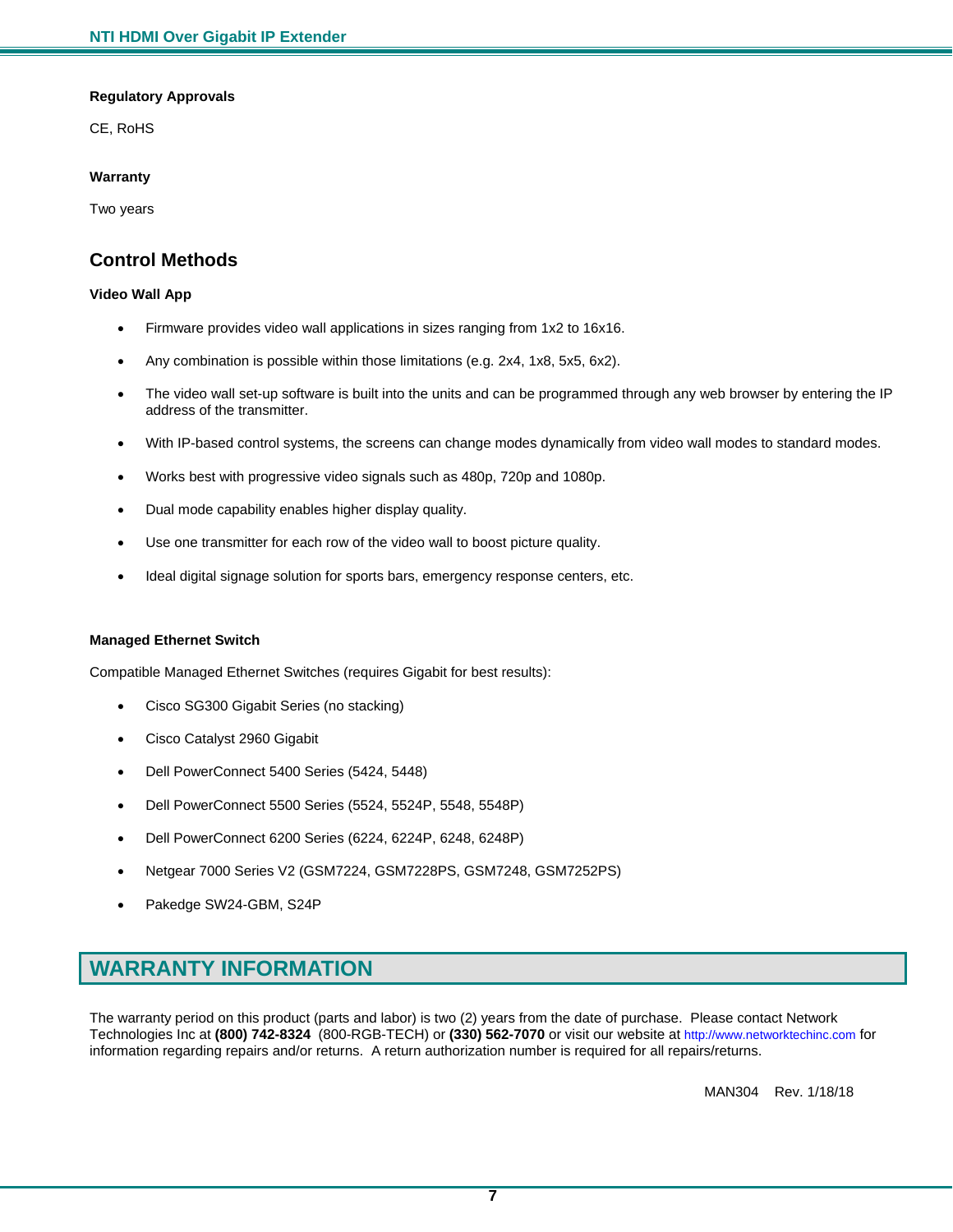#### Regulatory Approvals

CE, RoHS

#### Warranty

Two years

### Control Methods

#### Video Wall App

- Firmware provides video wall applications in sizes ranging from 1x2 to 16x16.
- Any combination is possible within those limitations (e.g. 2x4, 1x8, 5x5, 6x2).
- The video wall set-up software is built into the units and can be programmed through any web browser by entering the IP address of the transmitter.
- With IP-based control systems, the screens can change modes dynamically from video wall modes to standard modes.
- Works best with progressive video signals such as 480p, 720p and 1080p.
- Dual mode capability enables higher display quality.
- Use one transmitter for each row of the video wall to boost picture quality.
- Ideal digital signage solution for sports bars, emergency response centers, etc.

#### Managed Ethernet Switch

Compatible Managed Ethernet Switches (requires Gigabit for best results):

- Cisco SG300 Gigabit Series (no stacking)
- Cisco Catalyst 2960 Gigabit
- Dell PowerConnect 5400 Series (5424, 5448)
- Dell PowerConnect 5500 Series (5524, 5524P, 5548, 5548P)
- Dell PowerConnect 6200 Series (6224, 6224P, 6248, 6248P)
- Netgear 7000 Series V2 (GSM7224, GSM7228PS, GSM7248, GSM7252PS)
- Pakedge SW24-GBM, S24P

## WARRANTY INFORMATION

The warranty period on this product (parts and labor) is two (2) years from the date of purchase. Please contact Network Technologies Inc at **(800) 742-8324** (800-RGB-TECH) or **(330) 562-7070** or visit our website at http://www.networktechinc.com for information regarding repairs and/or returns. A return authorization number is required for all repairs/returns.

MAN304 Rev. 1/18/18